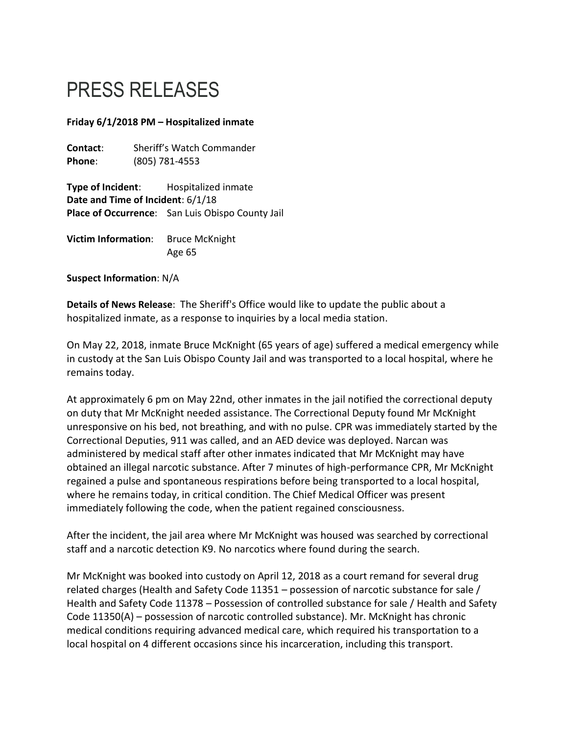# PRESS RELEASES

**Friday 6/1/2018 PM – Hospitalized inmate**

**Contact**: Sheriff's Watch Commander
**Phone**: (805) 781-4553

**Type of Incident**: Hospitalized inmate
**Date and Time of Incident**: 6/1/18
**Place of Occurrence**: San Luis Obispo County Jail

**Victim Information**: Bruce McKnight
Age 65

**Suspect Information**: N/A

**Details of News Release**: The Sheriff's Office would like to update the public about a hospitalized inmate, as a response to inquiries by a local media station.

On May 22, 2018, inmate Bruce McKnight (65 years of age) suffered a medical emergency while in custody at the San Luis Obispo County Jail and was transported to a local hospital, where he remains today.

At approximately 6 pm on May 22nd, other inmates in the jail notified the correctional deputy on duty that Mr McKnight needed assistance. The Correctional Deputy found Mr McKnight unresponsive on his bed, not breathing, and with no pulse. CPR was immediately started by the Correctional Deputies, 911 was called, and an AED device was deployed. Narcan was administered by medical staff after other inmates indicated that Mr McKnight may have obtained an illegal narcotic substance. After 7 minutes of high-performance CPR, Mr McKnight regained a pulse and spontaneous respirations before being transported to a local hospital, where he remains today, in critical condition. The Chief Medical Officer was present immediately following the code, when the patient regained consciousness.

After the incident, the jail area where Mr McKnight was housed was searched by correctional staff and a narcotic detection K9. No narcotics where found during the search.

Mr McKnight was booked into custody on April 12, 2018 as a court remand for several drug related charges (Health and Safety Code 11351 – possession of narcotic substance for sale / Health and Safety Code 11378 – Possession of controlled substance for sale / Health and Safety Code 11350(A) – possession of narcotic controlled substance). Mr. McKnight has chronic medical conditions requiring advanced medical care, which required his transportation to a local hospital on 4 different occasions since his incarceration, including this transport.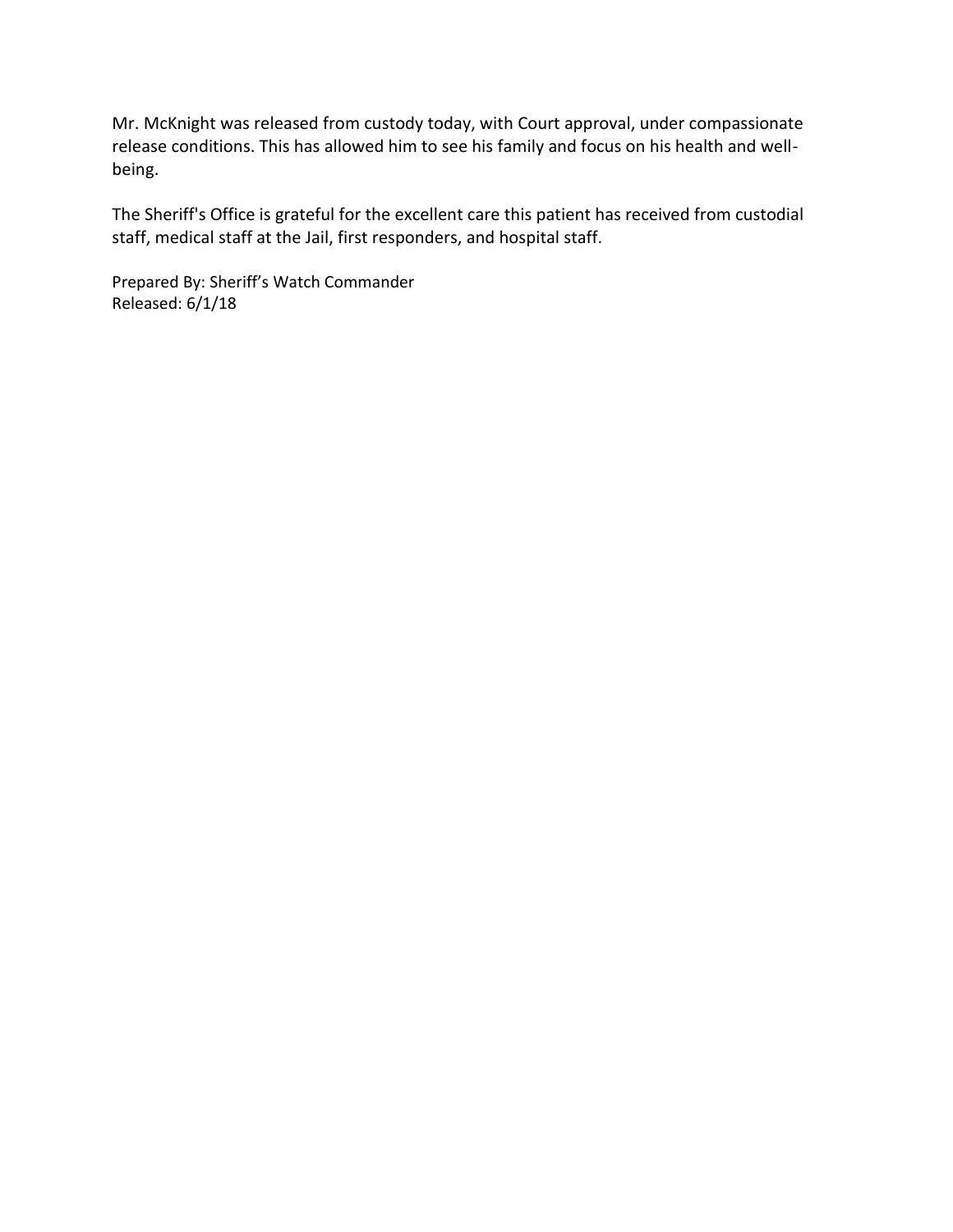Mr. McKnight was released from custody today, with Court approval, under compassionate release conditions. This has allowed him to see his family and focus on his health and well-being.

The Sheriff's Office is grateful for the excellent care this patient has received from custodial staff, medical staff at the Jail, first responders, and hospital staff.

Prepared By: Sheriff's Watch Commander
Released: 6/1/18